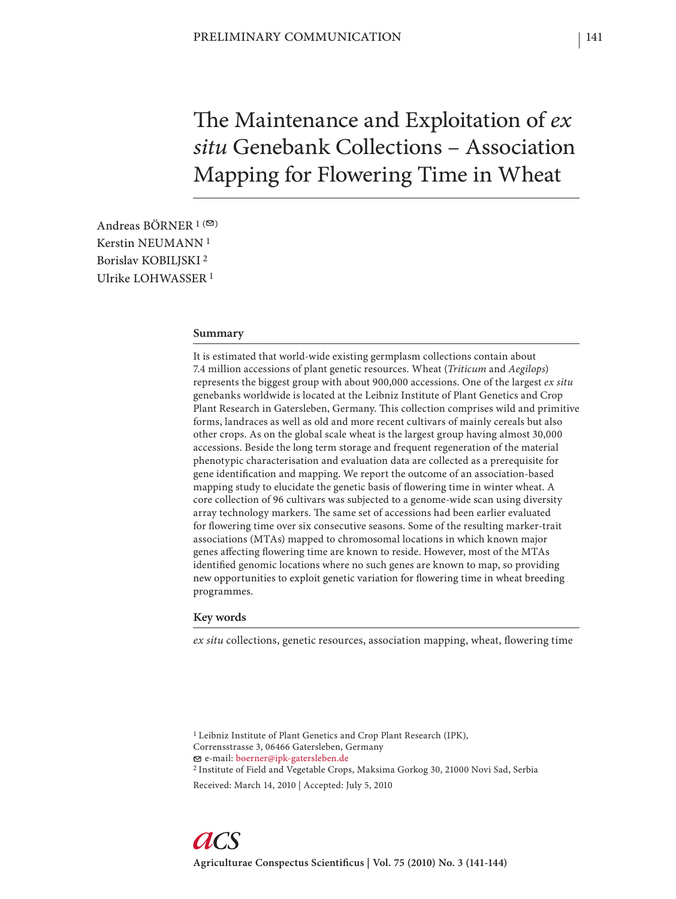PRELIMINARY COMMUNICATION

# The Maintenance and Exploitation of *ex situ* Genebank Collections – Association Mapping for Flowering Time in Wheat

Andreas BÖRNER [1] (✉)
Kerstin NEUMANN [1]
Borislav KOBILJSKI [2]
Ulrike LOHWASSER [1]

## Summary

It is estimated that world-wide existing germplasm collections contain about 7.4 million accessions of plant genetic resources. Wheat (*Triticum* and *Aegilops*) represents the biggest group with about 900,000 accessions. One of the largest *ex situ* genebanks worldwide is located at the Leibniz Institute of Plant Genetics and Crop Plant Research in Gatersleben, Germany. This collection comprises wild and primitive forms, landraces as well as old and more recent cultivars of mainly cereals but also other crops. As on the global scale wheat is the largest group having almost 30,000 accessions. Beside the long term storage and frequent regeneration of the material phenotypic characterisation and evaluation data are collected as a prerequisite for gene identification and mapping. We report the outcome of an association-based mapping study to elucidate the genetic basis of flowering time in winter wheat. A core collection of 96 cultivars was subjected to a genome-wide scan using diversity array technology markers. The same set of accessions had been earlier evaluated for flowering time over six consecutive seasons. Some of the resulting marker-trait associations (MTAs) mapped to chromosomal locations in which known major genes affecting flowering time are known to reside. However, most of the MTAs identified genomic locations where no such genes are known to map, so providing new opportunities to exploit genetic variation for flowering time in wheat breeding programmes.

## Key words

*ex situ* collections, genetic resources, association mapping, wheat, flowering time

[1] Leibniz Institute of Plant Genetics and Crop Plant Research (IPK), Corrensstrasse 3, 06466 Gatersleben, Germany
✉ e-mail: boerner@ipk-gatersleben.de
[2] Institute of Field and Vegetable Crops, Maksima Gorkog 30, 21000 Novi Sad, Serbia

Received: March 14, 2010 | Accepted: July 5, 2010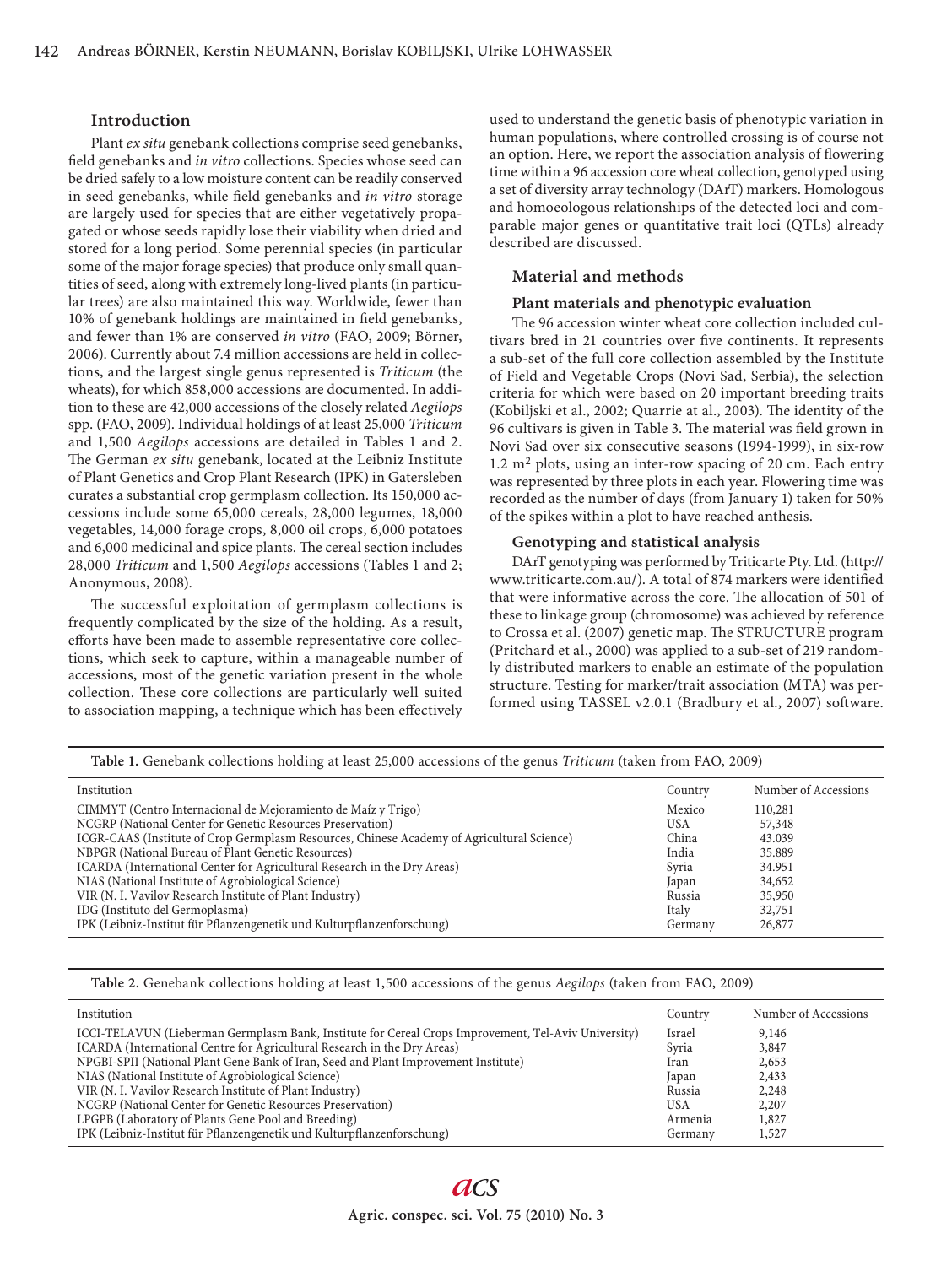## Introduction

Plant *ex situ* genebank collections comprise seed genebanks, field genebanks and *in vitro* collections. Species whose seed can be dried safely to a low moisture content can be readily conserved in seed genebanks, while field genebanks and *in vitro* storage are largely used for species that are either vegetatively propagated or whose seeds rapidly lose their viability when dried and stored for a long period. Some perennial species (in particular some of the major forage species) that produce only small quantities of seed, along with extremely long-lived plants (in particular trees) are also maintained this way. Worldwide, fewer than 10% of genebank holdings are maintained in field genebanks, and fewer than 1% are conserved *in vitro* (FAO, 2009; Börner, 2006). Currently about 7.4 million accessions are held in collections, and the largest single genus represented is *Triticum* (the wheats), for which 858,000 accessions are documented. In addition to these are 42,000 accessions of the closely related *Aegilops* spp. (FAO, 2009). Individual holdings of at least 25,000 *Triticum* and 1,500 *Aegilops* accessions are detailed in Tables 1 and 2. The German *ex situ* genebank, located at the Leibniz Institute of Plant Genetics and Crop Plant Research (IPK) in Gatersleben curates a substantial crop germplasm collection. Its 150,000 accessions include some 65,000 cereals, 28,000 legumes, 18,000 vegetables, 14,000 forage crops, 8,000 oil crops, 6,000 potatoes and 6,000 medicinal and spice plants. The cereal section includes 28,000 *Triticum* and 1,500 *Aegilops* accessions (Tables 1 and 2; Anonymous, 2008).

The successful exploitation of germplasm collections is frequently complicated by the size of the holding. As a result, efforts have been made to assemble representative core collections, which seek to capture, within a manageable number of accessions, most of the genetic variation present in the whole collection. These core collections are particularly well suited to association mapping, a technique which has been effectively used to understand the genetic basis of phenotypic variation in human populations, where controlled crossing is of course not an option. Here, we report the association analysis of flowering time within a 96 accession core wheat collection, genotyped using a set of diversity array technology (DArT) markers. Homologous and homoeologous relationships of the detected loci and comparable major genes or quantitative trait loci (QTLs) already described are discussed.

## Material and methods

### Plant materials and phenotypic evaluation

The 96 accession winter wheat core collection included cultivars bred in 21 countries over five continents. It represents a sub-set of the full core collection assembled by the Institute of Field and Vegetable Crops (Novi Sad, Serbia), the selection criteria for which were based on 20 important breeding traits (Kobiljski et al., 2002; Quarrie at al., 2003). The identity of the 96 cultivars is given in Table 3. The material was field grown in Novi Sad over six consecutive seasons (1994-1999), in six-row 1.2 $m^2$ plots, using an inter-row spacing of 20 cm. Each entry was represented by three plots in each year. Flowering time was recorded as the number of days (from January 1) taken for 50% of the spikes within a plot to have reached anthesis.

### Genotyping and statistical analysis

DArT genotyping was performed by Triticarte Pty. Ltd. (http://www.triticarte.com.au/). A total of 874 markers were identified that were informative across the core. The allocation of 501 of these to linkage group (chromosome) was achieved by reference to Crossa et al. (2007) genetic map. The STRUCTURE program (Pritchard et al., 2000) was applied to a sub-set of 219 randomly distributed markers to enable an estimate of the population structure. Testing for marker/trait association (MTA) was performed using TASSEL v2.0.1 (Bradbury et al., 2007) software.

**Table 1.** Genebank collections holding at least 25,000 accessions of the genus *Triticum* (taken from FAO, 2009)

| Institution | Country | Number of Accessions |
|---|---|---|
| CIMMYT (Centro Internacional de Mejoramiento de Maíz y Trigo) | Mexico | 110,281 |
| NCGRP (National Center for Genetic Resources Preservation) | USA | 57,348 |
| ICGR-CAAS (Institute of Crop Germplasm Resources, Chinese Academy of Agricultural Science) | China | 43.039 |
| NBPGR (National Bureau of Plant Genetic Resources) | India | 35.889 |
| ICARDA (International Center for Agricultural Research in the Dry Areas) | Syria | 34.951 |
| NIAS (National Institute of Agrobiological Science) | Japan | 34,652 |
| VIR (N. I. Vavilov Research Institute of Plant Industry) | Russia | 35,950 |
| IDG (Instituto del Germoplasma) | Italy | 32,751 |
| IPK (Leibniz-Institut für Pflanzengenetik und Kulturpflanzenforschung) | Germany | 26,877 |

**Table 2.** Genebank collections holding at least 1,500 accessions of the genus *Aegilops* (taken from FAO, 2009)

| Institution | Country | Number of Accessions |
|---|---|---|
| ICCI-TELAVUN (Lieberman Germplasm Bank, Institute for Cereal Crops Improvement, Tel-Aviv University) | Israel | 9,146 |
| ICARDA (International Centre for Agricultural Research in the Dry Areas) | Syria | 3,847 |
| NPGBI-SPII (National Plant Gene Bank of Iran, Seed and Plant Improvement Institute) | Iran | 2,653 |
| NIAS (National Institute of Agrobiological Science) | Japan | 2,433 |
| VIR (N. I. Vavilov Research Institute of Plant Industry) | Russia | 2,248 |
| NCGRP (National Center for Genetic Resources Preservation) | USA | 2,207 |
| LPGPB (Laboratory of Plants Gene Pool and Breeding) | Armenia | 1,827 |
| IPK (Leibniz-Institut für Pflanzengenetik und Kulturpflanzenforschung) | Germany | 1,527 |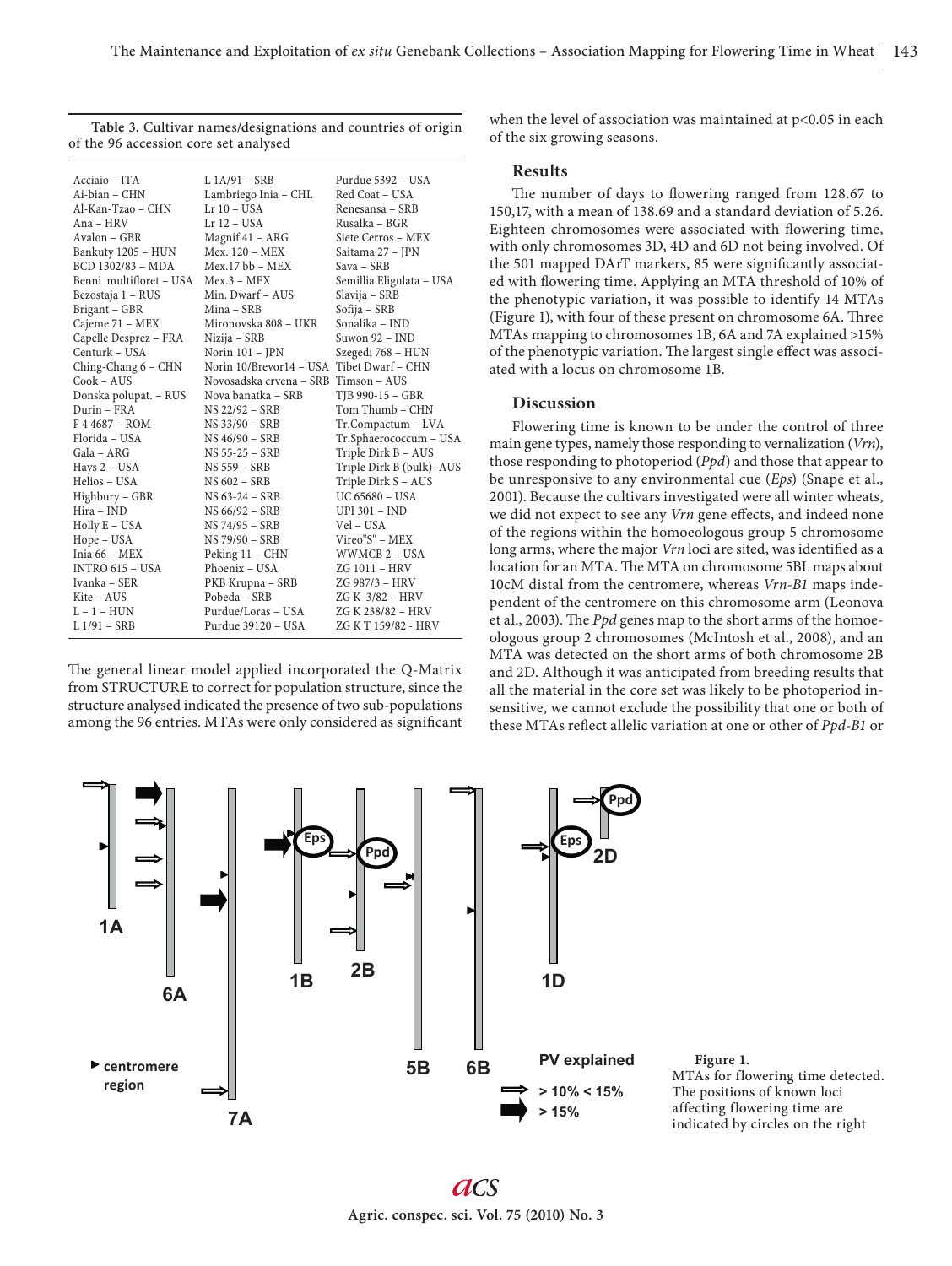**Table 3.** Cultivar names/designations and countries of origin of the 96 accession core set analysed

| | | |
|---|---|---|
| Acciaio – ITA | L 1A/91 – SRB | Purdue 5392 – USA |
| Ai-bian – CHN | Lambriego Inia – CHL | Red Coat – USA |
| Al-Kan-Tzao – CHN | Lr 10 – USA | Renesansa – SRB |
| Ana – HRV | Lr 12 – USA | Rusalka – BGR |
| Avalon – GBR | Magnif 41 – ARG | Siete Cerros – MEX |
| Bankuty 1205 – HUN | Mex. 120 – MEX | Saitama 27 – JPN |
| BCD 1302/83 – MDA | Mex.17 bb – MEX | Sava – SRB |
| Benni multifloret – USA | Mex.3 – MEX | Semillia Eligulata – USA |
| Bezostaja 1 – RUS | Min. Dwarf – AUS | Slavija – SRB |
| Brigant – GBR | Mina – SRB | Sofija – SRB |
| Cajeme 71 – MEX | Mironovska 808 – UKR | Sonalika – IND |
| Capelle Desprez – FRA | Nizija – SRB | Suwon 92 – IND |
| Centurk – USA | Norin 101 – JPN | Szegedi 768 – HUN |
| Ching-Chang 6 – CHN | Norin 10/Brevor14 – USA | Tibet Dwarf – CHN |
| Cook – AUS | Novosadska crvena – SRB | Timson – AUS |
| Donska polupat. – RUS | Nova banatka – SRB | TJB 990-15 – GBR |
| Durin – FRA | NS 22/92 – SRB | Tom Thumb – CHN |
| F 4 4687 – ROM | NS 33/90 – SRB | Tr.Compactum – LVA |
| Florida – USA | NS 46/90 – SRB | Tr.Sphaerococcum – USA |
| Gala – ARG | NS 55-25 – SRB | Triple Dirk B – AUS |
| Hays 2 – USA | NS 559 – SRB | Triple Dirk B (bulk)–AUS |
| Helios – USA | NS 602 – SRB | Triple Dirk S – AUS |
| Highbury – GBR | NS 63-24 – SRB | UC 65680 – USA |
| Hira – IND | NS 66/92 – SRB | UPI 301 – IND |
| Holly E – USA | NS 74/95 – SRB | Vel – USA |
| Hope – USA | NS 79/90 – SRB | Vireo"S" – MEX |
| Inia 66 – MEX | Peking 11 – CHN | WWMCB 2 – USA |
| INTRO 615 – USA | Phoenix – USA | ZG 1011 – HRV |
| Ivanka – SER | PKB Krupna – SRB | ZG 987/3 – HRV |
| Kite – AUS | Pobeda – SRB | ZG K 3/82 – HRV |
| L – 1 – HUN | Purdue/Loras – USA | ZG K 238/82 – HRV |
| L 1/91 – SRB | Purdue 39120 – USA | ZG K T 159/82 - HRV |

The general linear model applied incorporated the Q-Matrix from STRUCTURE to correct for population structure, since the structure analysed indicated the presence of two sub-populations among the 96 entries. MTAs were only considered as significant when the level of association was maintained at $p<0.05$ in each of the six growing seasons.

## Results

The number of days to flowering ranged from 128.67 to 150,17, with a mean of 138.69 and a standard deviation of 5.26. Eighteen chromosomes were associated with flowering time, with only chromosomes 3D, 4D and 6D not being involved. Of the 501 mapped DArT markers, 85 were significantly associated with flowering time. Applying an MTA threshold of 10% of the phenotypic variation, it was possible to identify 14 MTAs (Figure 1), with four of these present on chromosome 6A. Three MTAs mapping to chromosomes 1B, 6A and 7A explained >15% of the phenotypic variation. The largest single effect was associated with a locus on chromosome 1B.

## Discussion

Flowering time is known to be under the control of three main gene types, namely those responding to vernalization (*Vrn*), those responding to photoperiod (*Ppd*) and those that appear to be unresponsive to any environmental cue (*Eps*) (Snape et al., 2001). Because the cultivars investigated were all winter wheats, we did not expect to see any *Vrn* gene effects, and indeed none of the regions within the homoeologous group 5 chromosome long arms, where the major *Vrn* loci are sited, was identified as a location for an MTA. The MTA on chromosome 5BL maps about 10cM distal from the centromere, whereas *Vrn-B1* maps independent of the centromere on this chromosome arm (Leonova et al., 2003). The *Ppd* genes map to the short arms of the homoeologous group 2 chromosomes (McIntosh et al., 2008), and an MTA was detected on the short arms of both chromosome 2B and 2D. Although it was anticipated from breeding results that all the material in the core set was likely to be photoperiod insensitive, we cannot exclude the possibility that one or both of these MTAs reflect allelic variation at one or other of *Ppd-B1* or

**Figure 1.** MTAs for flowering time detected. The positions of known loci affecting flowering time are indicated by circles on the right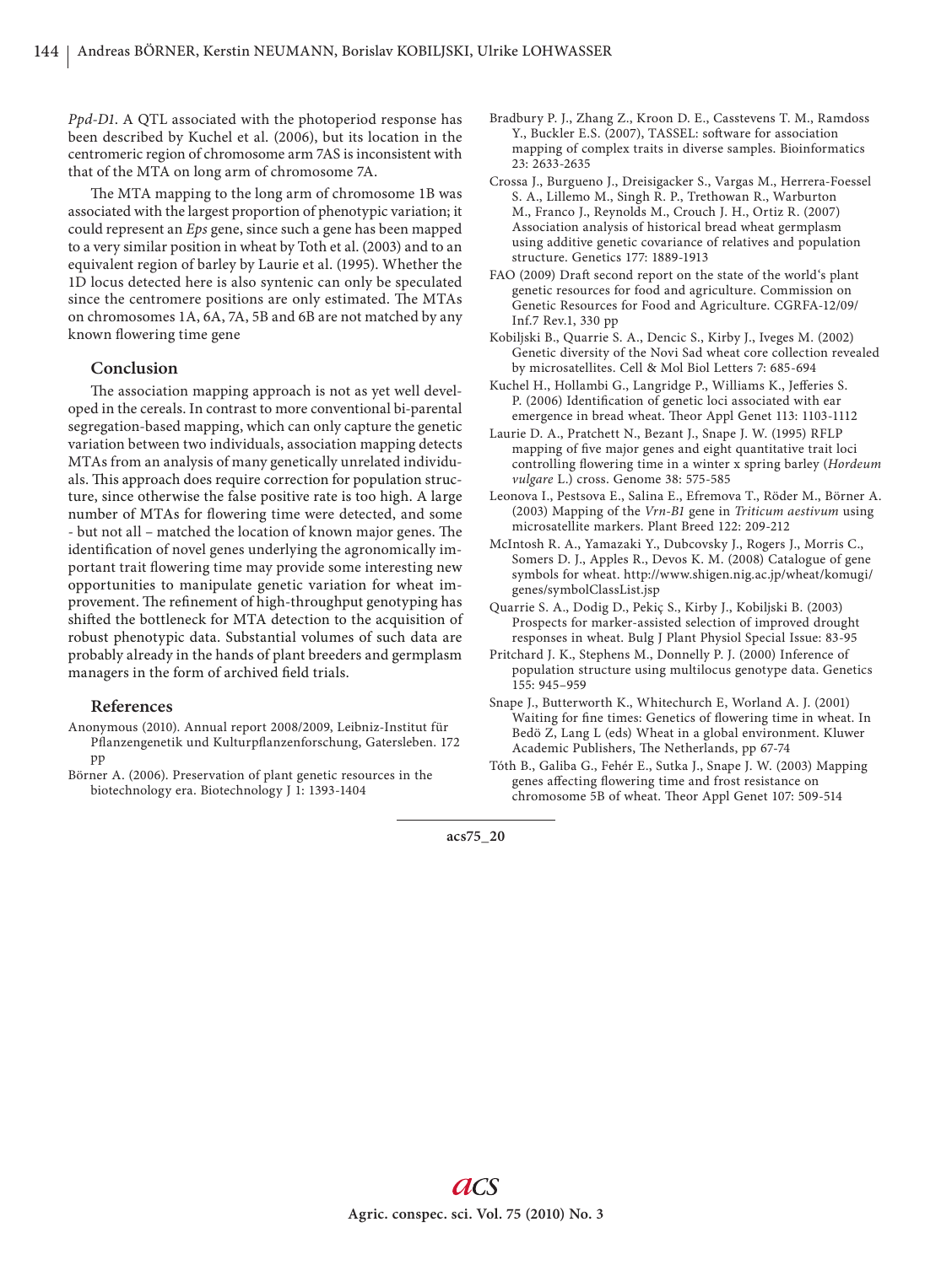*Ppd-D1*. A QTL associated with the photoperiod response has been described by Kuchel et al. (2006), but its location in the centromeric region of chromosome arm 7AS is inconsistent with that of the MTA on long arm of chromosome 7A.

The MTA mapping to the long arm of chromosome 1B was associated with the largest proportion of phenotypic variation; it could represent an *Eps* gene, since such a gene has been mapped to a very similar position in wheat by Toth et al. (2003) and to an equivalent region of barley by Laurie et al. (1995). Whether the 1D locus detected here is also syntenic can only be speculated since the centromere positions are only estimated. The MTAs on chromosomes 1A, 6A, 7A, 5B and 6B are not matched by any known flowering time gene

## Conclusion

The association mapping approach is not as yet well developed in the cereals. In contrast to more conventional bi-parental segregation-based mapping, which can only capture the genetic variation between two individuals, association mapping detects MTAs from an analysis of many genetically unrelated individuals. This approach does require correction for population structure, since otherwise the false positive rate is too high. A large number of MTAs for flowering time were detected, and some - but not all – matched the location of known major genes. The identification of novel genes underlying the agronomically important trait flowering time may provide some interesting new opportunities to manipulate genetic variation for wheat improvement. The refinement of high-throughput genotyping has shifted the bottleneck for MTA detection to the acquisition of robust phenotypic data. Substantial volumes of such data are probably already in the hands of plant breeders and germplasm managers in the form of archived field trials.

## References

Anonymous (2010). Annual report 2008/2009, Leibniz-Institut für Pflanzengenetik und Kulturpflanzenforschung, Gatersleben. 172 pp

Börner A. (2006). Preservation of plant genetic resources in the biotechnology era. Biotechnology J 1: 1393-1404

Bradbury P. J., Zhang Z., Kroon D. E., Casstevens T. M., Ramdoss Y., Buckler E.S. (2007), TASSEL: software for association mapping of complex traits in diverse samples. Bioinformatics 23: 2633-2635

Crossa J., Burgueno J., Dreisigacker S., Vargas M., Herrera-Foessel S. A., Lillemo M., Singh R. P., Trethowan R., Warburton M., Franco J., Reynolds M., Crouch J. H., Ortiz R. (2007) Association analysis of historical bread wheat germplasm using additive genetic covariance of relatives and population structure. Genetics 177: 1889-1913

FAO (2009) Draft second report on the state of the world's plant genetic resources for food and agriculture. Commission on Genetic Resources for Food and Agriculture. CGRFA-12/09/ Inf.7 Rev.1, 330 pp

Kobiljski B., Quarrie S. A., Dencic S., Kirby J., Iveges M. (2002) Genetic diversity of the Novi Sad wheat core collection revealed by microsatellites. Cell & Mol Biol Letters 7: 685-694

Kuchel H., Hollambi G., Langridge P., Williams K., Jefferies S. P. (2006) Identification of genetic loci associated with ear emergence in bread wheat. Theor Appl Genet 113: 1103-1112

Laurie D. A., Pratchett N., Bezant J., Snape J. W. (1995) RFLP mapping of five major genes and eight quantitative trait loci controlling flowering time in a winter x spring barley (*Hordeum vulgare* L.) cross. Genome 38: 575-585

Leonova I., Pestsova E., Salina E., Efremova T., Röder M., Börner A. (2003) Mapping of the *Vrn-B1* gene in *Triticum aestivum* using microsatellite markers. Plant Breed 122: 209-212

McIntosh R. A., Yamazaki Y., Dubcovsky J., Rogers J., Morris C., Somers D. J., Apples R., Devos K. M. (2008) Catalogue of gene symbols for wheat. http://www.shigen.nig.ac.jp/wheat/komugi/genes/symbolClassList.jsp

Quarrie S. A., Dodig D., Pekiç S., Kirby J., Kobiljski B. (2003) Prospects for marker-assisted selection of improved drought responses in wheat. Bulg J Plant Physiol Special Issue: 83-95

Pritchard J. K., Stephens M., Donnelly P. J. (2000) Inference of population structure using multilocus genotype data. Genetics 155: 945–959

Snape J., Butterworth K., Whitechurch E, Worland A. J. (2001) Waiting for fine times: Genetics of flowering time in wheat. In Bedö Z, Lang L (eds) Wheat in a global environment. Kluwer Academic Publishers, The Netherlands, pp 67-74

Tóth B., Galiba G., Fehér E., Sutka J., Snape J. W. (2003) Mapping genes affecting flowering time and frost resistance on chromosome 5B of wheat. Theor Appl Genet 107: 509-514

acs75_20